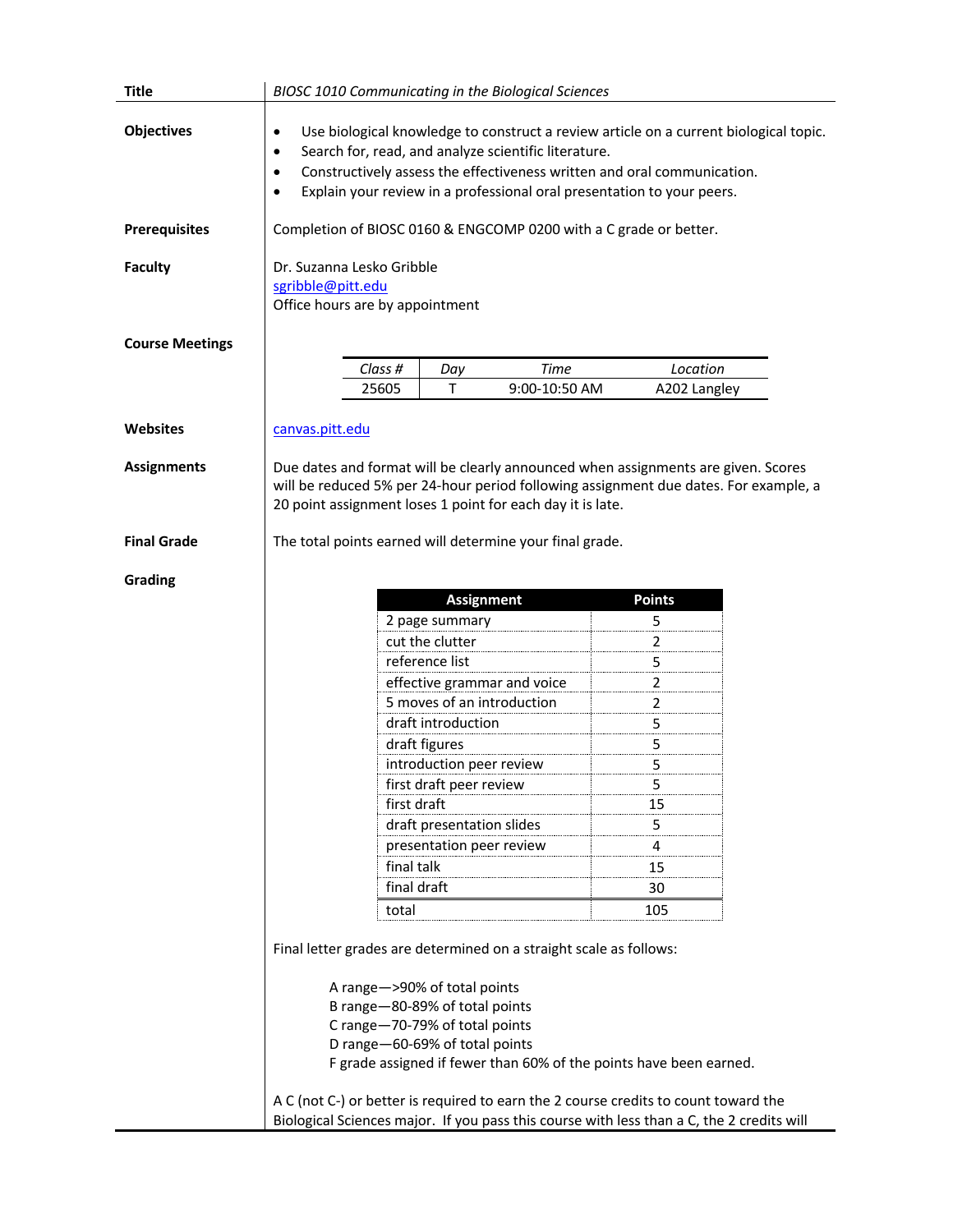| **Title** | *BIOSC 1010 Communicating in the Biological Sciences* |
|---|---|

**Objectives**

- Use biological knowledge to construct a review article on a current biological topic.
- Search for, read, and analyze scientific literature.
- Constructively assess the effectiveness written and oral communication.
- Explain your review in a professional oral presentation to your peers.

**Prerequisites**

Completion of BIOSC 0160 & ENGCOMP 0200 with a C grade or better.

**Faculty**

Dr. Suzanna Lesko Gribble
sgribble@pitt.edu
Office hours are by appointment

**Course Meetings**

| *Class #* | *Day* | *Time* | *Location* |
|---|---|---|---|
| 25605 | T | 9:00-10:50 AM | A202 Langley |

**Websites**

canvas.pitt.edu

**Assignments**

Due dates and format will be clearly announced when assignments are given. Scores will be reduced 5% per 24-hour period following assignment due dates. For example, a 20 point assignment loses 1 point for each day it is late.

**Final Grade**

The total points earned will determine your final grade.

**Grading**

| Assignment | Points |
|---|---|
| 2 page summary | 5 |
| cut the clutter | 2 |
| reference list | 5 |
| effective grammar and voice | 2 |
| 5 moves of an introduction | 2 |
| draft introduction | 5 |
| draft figures | 5 |
| introduction peer review | 5 |
| first draft peer review | 5 |
| first draft | 15 |
| draft presentation slides | 5 |
| presentation peer review | 4 |
| final talk | 15 |
| final draft | 30 |
| total | 105 |

Final letter grades are determined on a straight scale as follows:

A range—>90% of total points
B range—80-89% of total points
C range—70-79% of total points
D range—60-69% of total points
F grade assigned if fewer than 60% of the points have been earned.

A C (not C-) or better is required to earn the 2 course credits to count toward the Biological Sciences major. If you pass this course with less than a C, the 2 credits will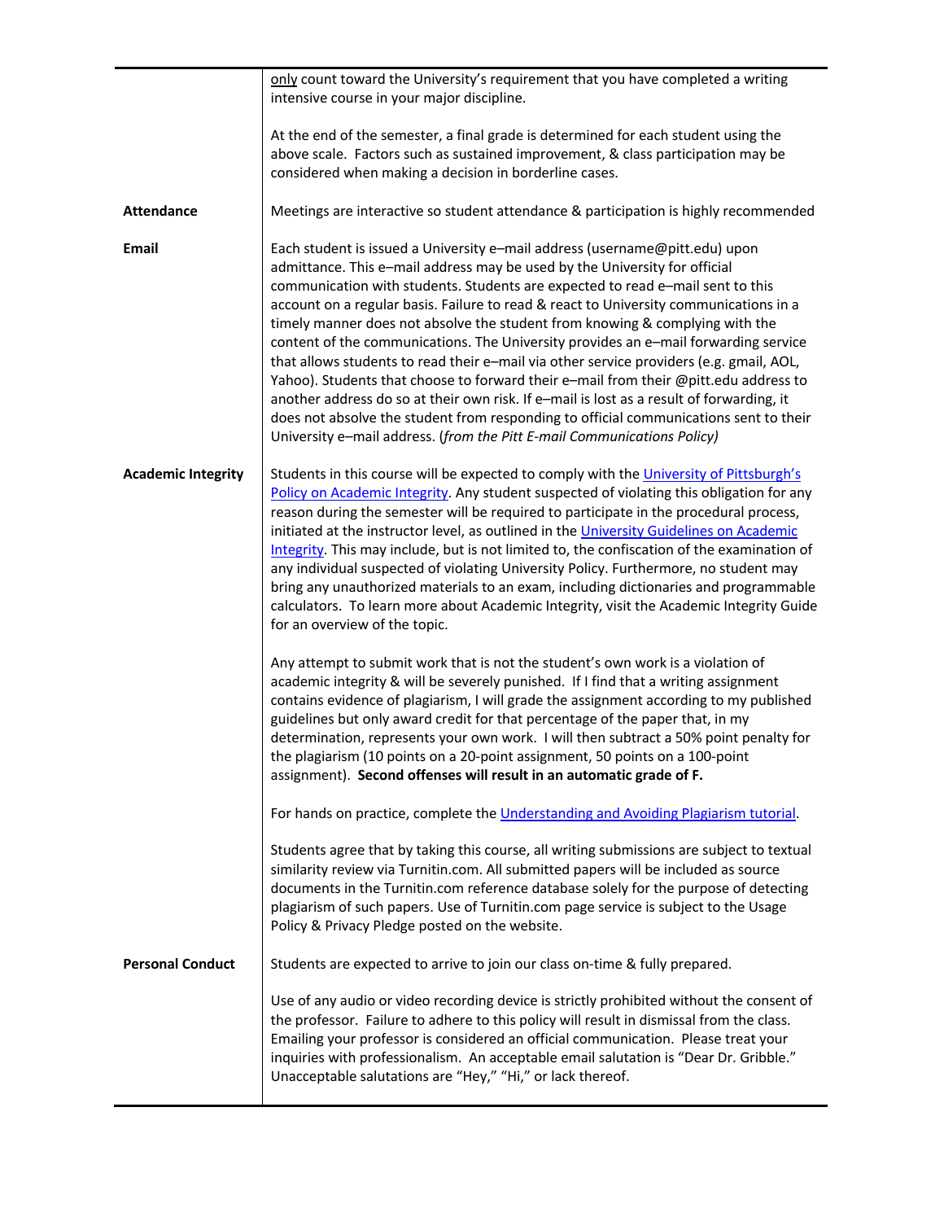| | |
|---|---|
| | only count toward the University's requirement that you have completed a writing intensive course in your major discipline.<br><br>At the end of the semester, a final grade is determined for each student using the above scale. Factors such as sustained improvement, & class participation may be considered when making a decision in borderline cases. |
| **Attendance** | Meetings are interactive so student attendance & participation is highly recommended |
| **Email** | Each student is issued a University e–mail address (username@pitt.edu) upon admittance. This e–mail address may be used by the University for official communication with students. Students are expected to read e–mail sent to this account on a regular basis. Failure to read & react to University communications in a timely manner does not absolve the student from knowing & complying with the content of the communications. The University provides an e–mail forwarding service that allows students to read their e–mail via other service providers (e.g. gmail, AOL, Yahoo). Students that choose to forward their e–mail from their @pitt.edu address to another address do so at their own risk. If e–mail is lost as a result of forwarding, it does not absolve the student from responding to official communications sent to their University e–mail address. (*from the Pitt E-mail Communications Policy)* |
| **Academic Integrity** | Students in this course will be expected to comply with the University of Pittsburgh's Policy on Academic Integrity. Any student suspected of violating this obligation for any reason during the semester will be required to participate in the procedural process, initiated at the instructor level, as outlined in the University Guidelines on Academic Integrity. This may include, but is not limited to, the confiscation of the examination of any individual suspected of violating University Policy. Furthermore, no student may bring any unauthorized materials to an exam, including dictionaries and programmable calculators. To learn more about Academic Integrity, visit the Academic Integrity Guide for an overview of the topic.<br><br>Any attempt to submit work that is not the student's own work is a violation of academic integrity & will be severely punished. If I find that a writing assignment contains evidence of plagiarism, I will grade the assignment according to my published guidelines but only award credit for that percentage of the paper that, in my determination, represents your own work. I will then subtract a 50% point penalty for the plagiarism (10 points on a 20-point assignment, 50 points on a 100-point assignment). **Second offenses will result in an automatic grade of F.**<br><br>For hands on practice, complete the Understanding and Avoiding Plagiarism tutorial.<br><br>Students agree that by taking this course, all writing submissions are subject to textual similarity review via Turnitin.com. All submitted papers will be included as source documents in the Turnitin.com reference database solely for the purpose of detecting plagiarism of such papers. Use of Turnitin.com page service is subject to the Usage Policy & Privacy Pledge posted on the website. |
| **Personal Conduct** | Students are expected to arrive to join our class on-time & fully prepared.<br><br>Use of any audio or video recording device is strictly prohibited without the consent of the professor. Failure to adhere to this policy will result in dismissal from the class. Emailing your professor is considered an official communication. Please treat your inquiries with professionalism. An acceptable email salutation is "Dear Dr. Gribble." Unacceptable salutations are "Hey," "Hi," or lack thereof. |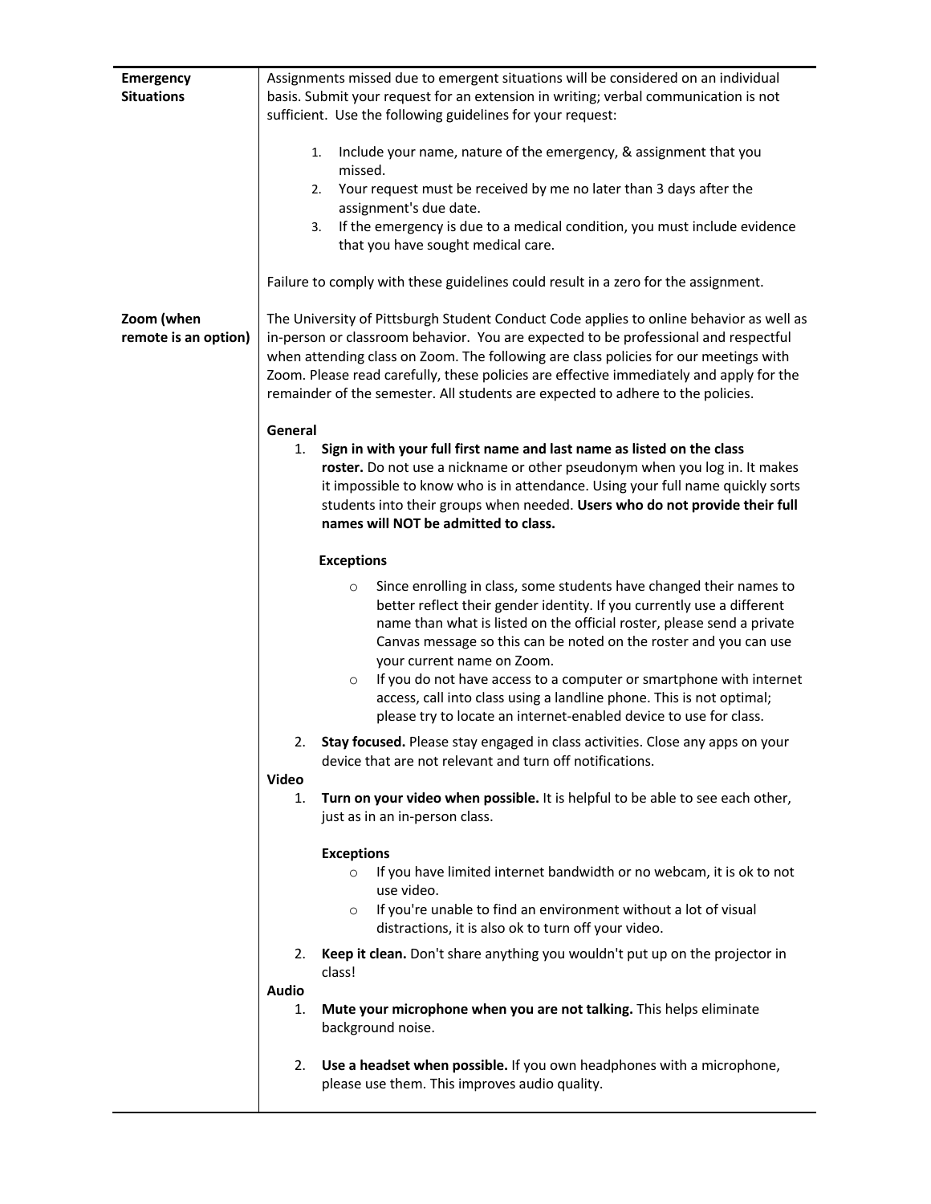| | |
|---|---|
| **Emergency Situations** | Assignments missed due to emergent situations will be considered on an individual basis. Submit your request for an extension in writing; verbal communication is not sufficient. Use the following guidelines for your request:<br><br>1. Include your name, nature of the emergency, & assignment that you missed.<br>2. Your request must be received by me no later than 3 days after the assignment's due date.<br>3. If the emergency is due to a medical condition, you must include evidence that you have sought medical care.<br><br>Failure to comply with these guidelines could result in a zero for the assignment. |
| **Zoom (when remote is an option)** | The University of Pittsburgh Student Conduct Code applies to online behavior as well as in-person or classroom behavior. You are expected to be professional and respectful when attending class on Zoom. The following are class policies for our meetings with Zoom. Please read carefully, these policies are effective immediately and apply for the remainder of the semester. All students are expected to adhere to the policies.<br><br>**General**<br>1. **Sign in with your full first name and last name as listed on the class roster.** Do not use a nickname or other pseudonym when you log in. It makes it impossible to know who is in attendance. Using your full name quickly sorts students into their groups when needed. **Users who do not provide their full names will NOT be admitted to class.**<br><br>**Exceptions**<br>○ Since enrolling in class, some students have changed their names to better reflect their gender identity. If you currently use a different name than what is listed on the official roster, please send a private Canvas message so this can be noted on the roster and you can use your current name on Zoom.<br>○ If you do not have access to a computer or smartphone with internet access, call into class using a landline phone. This is not optimal; please try to locate an internet-enabled device to use for class.<br><br>2. **Stay focused.** Please stay engaged in class activities. Close any apps on your device that are not relevant and turn off notifications.<br><br>**Video**<br>1. **Turn on your video when possible.** It is helpful to be able to see each other, just as in an in-person class.<br><br>**Exceptions**<br>○ If you have limited internet bandwidth or no webcam, it is ok to not use video.<br>○ If you're unable to find an environment without a lot of visual distractions, it is also ok to turn off your video.<br><br>2. **Keep it clean.** Don't share anything you wouldn't put up on the projector in class!<br><br>**Audio**<br>1. **Mute your microphone when you are not talking.** This helps eliminate background noise.<br><br>2. **Use a headset when possible.** If you own headphones with a microphone, please use them. This improves audio quality. |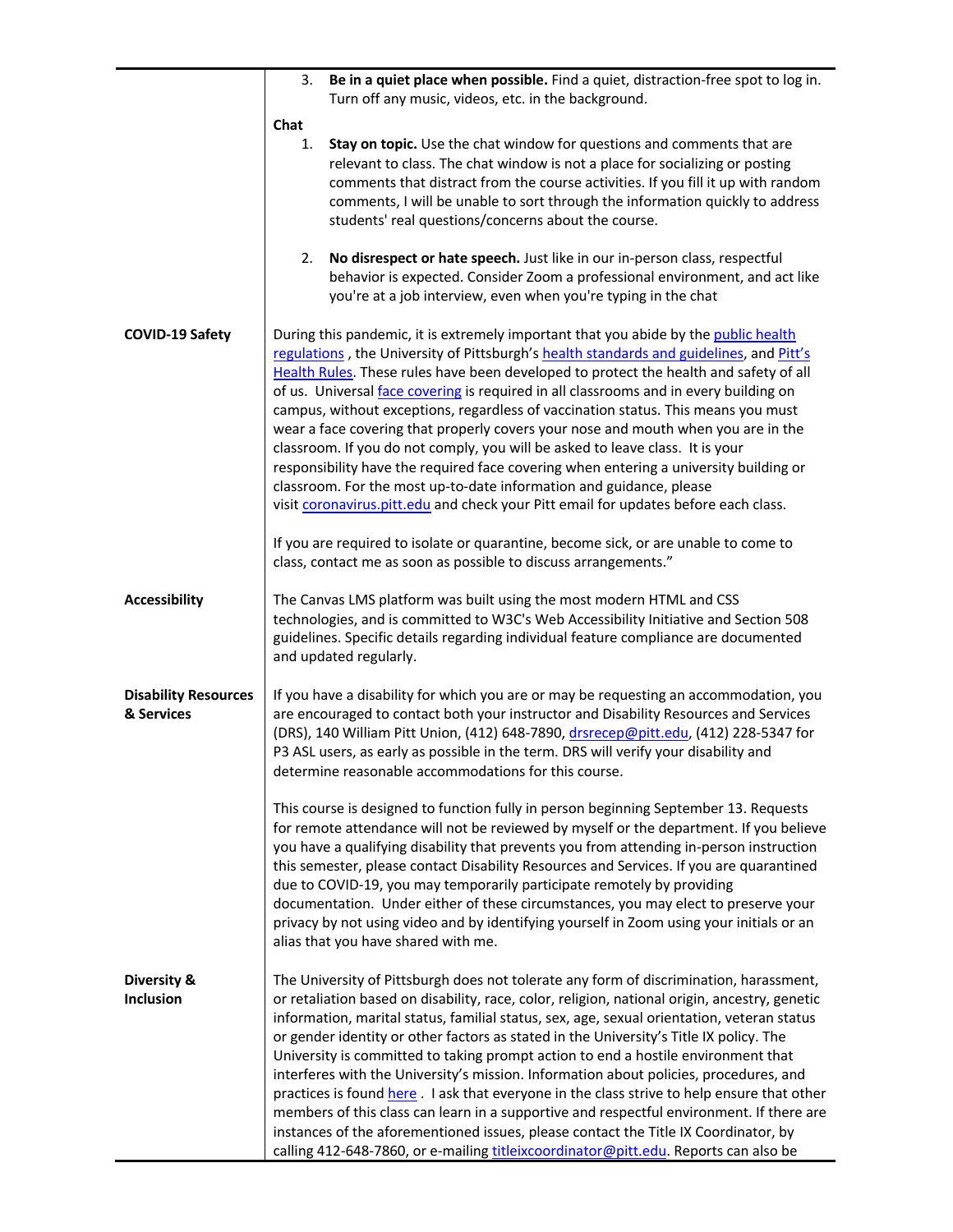|  |  |
| --- | --- |
|  | 3. **Be in a quiet place when possible.** Find a quiet, distraction-free spot to log in. Turn off any music, videos, etc. in the background.<br><br>**Chat**<br>1. **Stay on topic.** Use the chat window for questions and comments that are relevant to class. The chat window is not a place for socializing or posting comments that distract from the course activities. If you fill it up with random comments, I will be unable to sort through the information quickly to address students' real questions/concerns about the course.<br><br>2. **No disrespect or hate speech.** Just like in our in-person class, respectful behavior is expected. Consider Zoom a professional environment, and act like you're at a job interview, even when you're typing in the chat |
| **COVID-19 Safety** | During this pandemic, it is extremely important that you abide by the public health regulations , the University of Pittsburgh's health standards and guidelines, and Pitt's Health Rules. These rules have been developed to protect the health and safety of all of us. Universal face covering is required in all classrooms and in every building on campus, without exceptions, regardless of vaccination status. This means you must wear a face covering that properly covers your nose and mouth when you are in the classroom. If you do not comply, you will be asked to leave class. It is your responsibility have the required face covering when entering a university building or classroom. For the most up-to-date information and guidance, please visit coronavirus.pitt.edu and check your Pitt email for updates before each class.<br><br>If you are required to isolate or quarantine, become sick, or are unable to come to class, contact me as soon as possible to discuss arrangements." |
| **Accessibility** | The Canvas LMS platform was built using the most modern HTML and CSS technologies, and is committed to W3C's Web Accessibility Initiative and Section 508 guidelines. Specific details regarding individual feature compliance are documented and updated regularly. |
| **Disability Resources & Services** | If you have a disability for which you are or may be requesting an accommodation, you are encouraged to contact both your instructor and Disability Resources and Services (DRS), 140 William Pitt Union, (412) 648-7890, drsrecep@pitt.edu, (412) 228-5347 for P3 ASL users, as early as possible in the term. DRS will verify your disability and determine reasonable accommodations for this course.<br><br>This course is designed to function fully in person beginning September 13. Requests for remote attendance will not be reviewed by myself or the department. If you believe you have a qualifying disability that prevents you from attending in-person instruction this semester, please contact Disability Resources and Services. If you are quarantined due to COVID-19, you may temporarily participate remotely by providing documentation. Under either of these circumstances, you may elect to preserve your privacy by not using video and by identifying yourself in Zoom using your initials or an alias that you have shared with me. |
| **Diversity & Inclusion** | The University of Pittsburgh does not tolerate any form of discrimination, harassment, or retaliation based on disability, race, color, religion, national origin, ancestry, genetic information, marital status, familial status, sex, age, sexual orientation, veteran status or gender identity or other factors as stated in the University's Title IX policy. The University is committed to taking prompt action to end a hostile environment that interferes with the University's mission. Information about policies, procedures, and practices is found here . I ask that everyone in the class strive to help ensure that other members of this class can learn in a supportive and respectful environment. If there are instances of the aforementioned issues, please contact the Title IX Coordinator, by calling 412-648-7860, or e-mailing titleixcoordinator@pitt.edu. Reports can also be |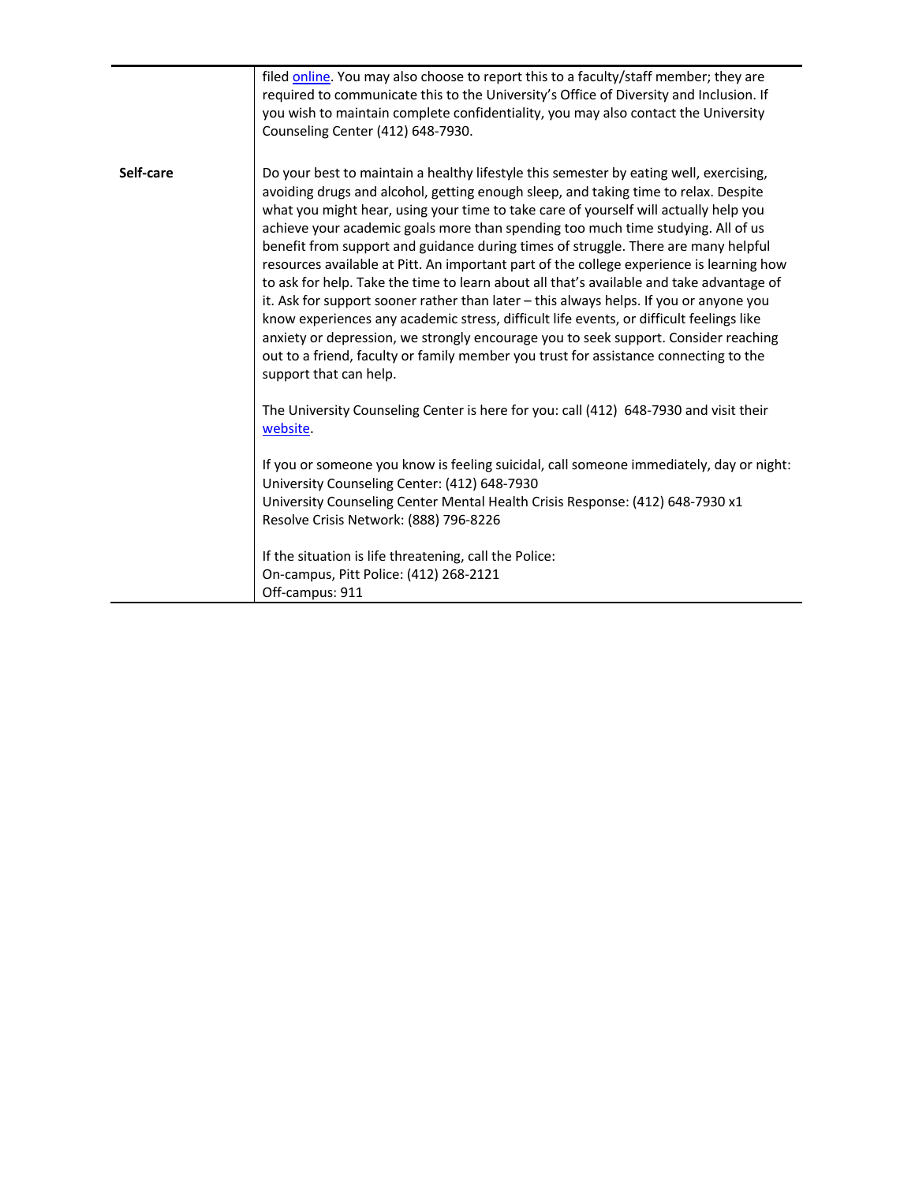| | |
|---|---|
| | filed online. You may also choose to report this to a faculty/staff member; they are required to communicate this to the University's Office of Diversity and Inclusion. If you wish to maintain complete confidentiality, you may also contact the University Counseling Center (412) 648-7930. |
| **Self-care** | Do your best to maintain a healthy lifestyle this semester by eating well, exercising, avoiding drugs and alcohol, getting enough sleep, and taking time to relax. Despite what you might hear, using your time to take care of yourself will actually help you achieve your academic goals more than spending too much time studying. All of us benefit from support and guidance during times of struggle. There are many helpful resources available at Pitt. An important part of the college experience is learning how to ask for help. Take the time to learn about all that's available and take advantage of it. Ask for support sooner rather than later – this always helps. If you or anyone you know experiences any academic stress, difficult life events, or difficult feelings like anxiety or depression, we strongly encourage you to seek support. Consider reaching out to a friend, faculty or family member you trust for assistance connecting to the support that can help.<br><br>The University Counseling Center is here for you: call (412) 648-7930 and visit their website.<br><br>If you or someone you know is feeling suicidal, call someone immediately, day or night:<br>University Counseling Center: (412) 648-7930<br>University Counseling Center Mental Health Crisis Response: (412) 648-7930 x1<br>Resolve Crisis Network: (888) 796-8226<br><br>If the situation is life threatening, call the Police:<br>On-campus, Pitt Police: (412) 268-2121<br>Off-campus: 911 |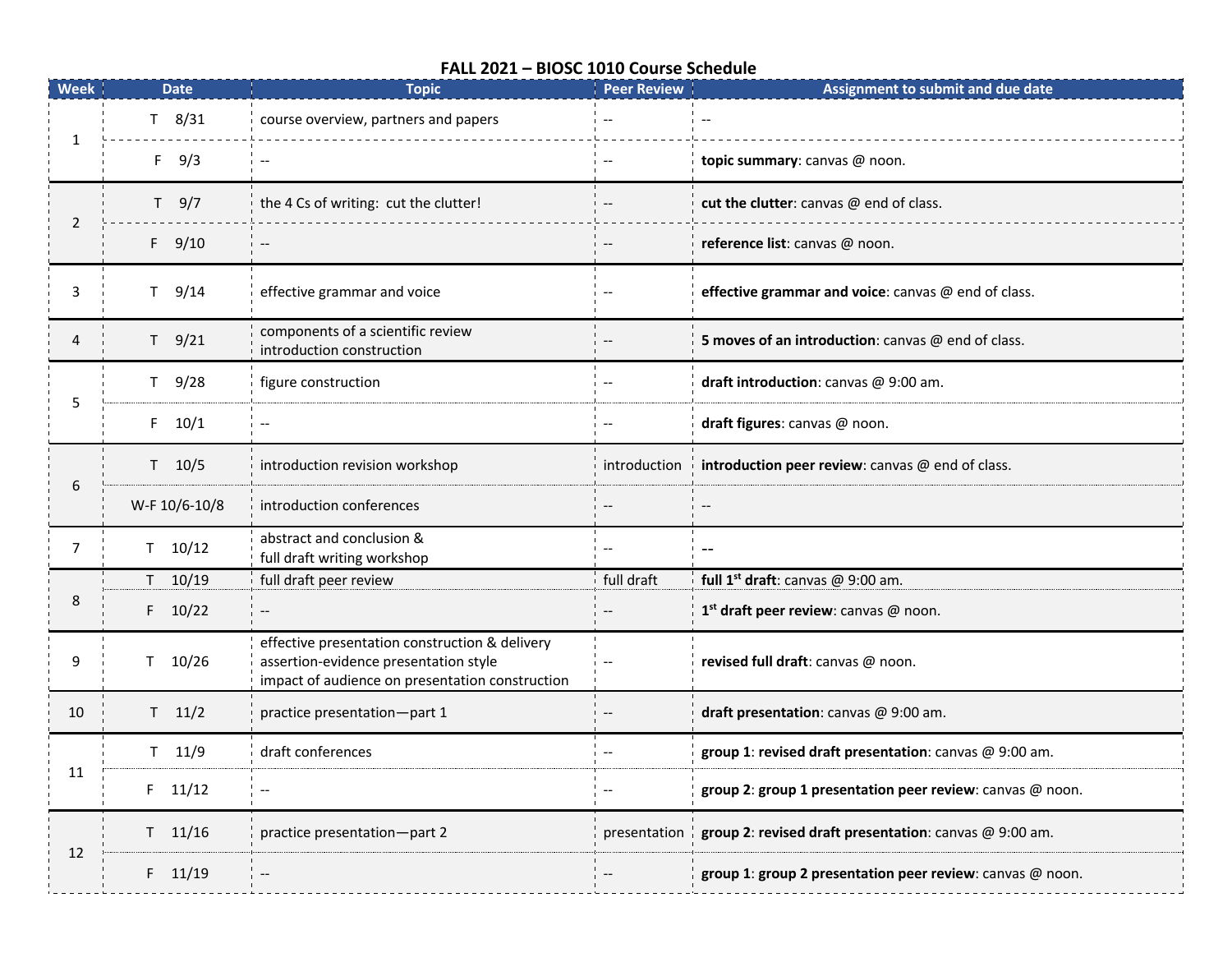## FALL 2021 – BIOSC 1010 Course Schedule

| Week | Date | Topic | Peer Review | Assignment to submit and due date |
| --- | --- | --- | --- | --- |
| 1 | T 8/31 | course overview, partners and papers | -- | -- |
| | F 9/3 | -- | -- | **topic summary**: canvas @ noon. |
| 2 | T 9/7 | the 4 Cs of writing: cut the clutter! | -- | **cut the clutter**: canvas @ end of class. |
| | F 9/10 | -- | -- | **reference list**: canvas @ noon. |
| 3 | T 9/14 | effective grammar and voice | -- | **effective grammar and voice**: canvas @ end of class. |
| 4 | T 9/21 | components of a scientific review<br>introduction construction | -- | **5 moves of an introduction**: canvas @ end of class. |
| 5 | T 9/28 | figure construction | -- | **draft introduction**: canvas @ 9:00 am. |
| | F 10/1 | -- | -- | **draft figures**: canvas @ noon. |
| 6 | T 10/5 | introduction revision workshop | introduction | **introduction peer review**: canvas @ end of class. |
| | W-F 10/6-10/8 | introduction conferences | -- | -- |
| 7 | T 10/12 | abstract and conclusion &<br>full draft writing workshop | -- | -- |
| 8 | T 10/19 | full draft peer review | full draft | **full 1st draft**: canvas @ 9:00 am. |
| | F 10/22 | -- | -- | **1st draft peer review**: canvas @ noon. |
| 9 | T 10/26 | effective presentation construction & delivery<br>assertion-evidence presentation style<br>impact of audience on presentation construction | -- | **revised full draft**: canvas @ noon. |
| 10 | T 11/2 | practice presentation—part 1 | -- | **draft presentation**: canvas @ 9:00 am. |
| 11 | T 11/9 | draft conferences | -- | **group 1**: **revised draft presentation**: canvas @ 9:00 am. |
| | F 11/12 | -- | -- | **group 2**: **group 1 presentation peer review**: canvas @ noon. |
| 12 | T 11/16 | practice presentation—part 2 | presentation | **group 2**: **revised draft presentation**: canvas @ 9:00 am. |
| | F 11/19 | -- | -- | **group 1**: **group 2 presentation peer review**: canvas @ noon. |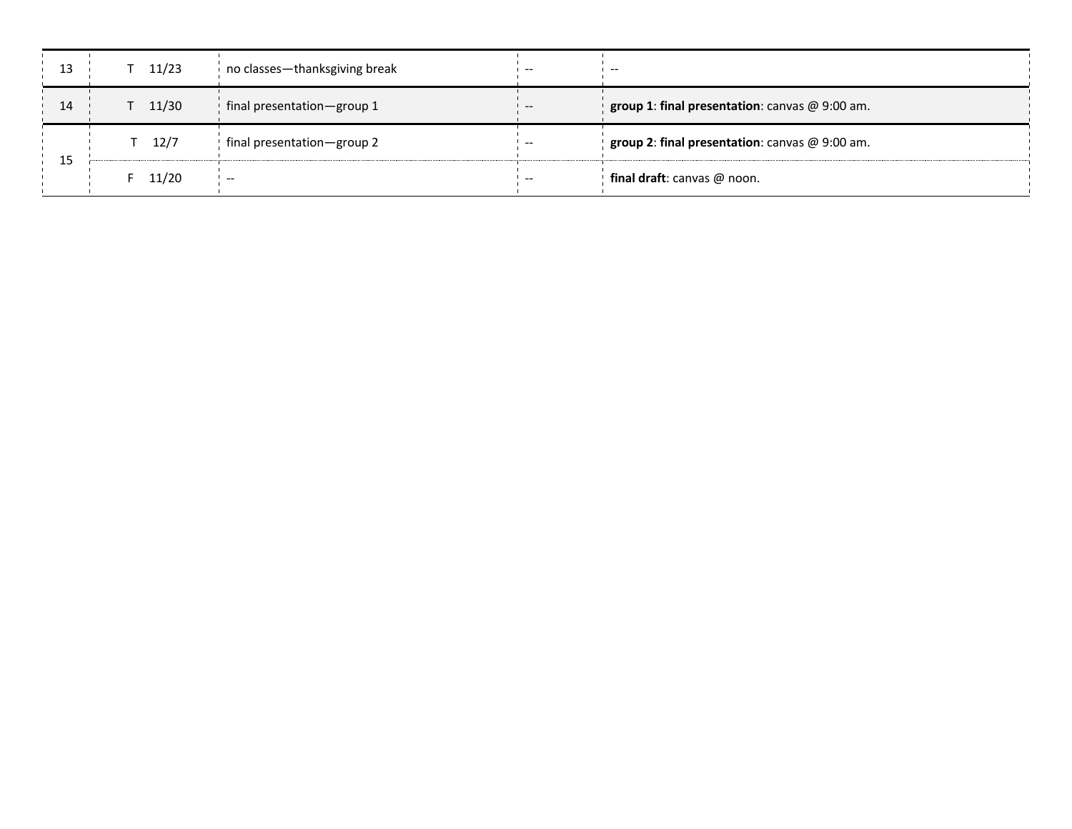| | | | | |
|---|---|---|---|---|
| 13 | T 11/23 | no classes—thanksgiving break | -- | -- |
| 14 | T 11/30 | final presentation—group 1 | -- | **group 1**: **final presentation**: canvas @ 9:00 am. |
| 15 | T 12/7 | final presentation—group 2 | -- | **group 2**: **final presentation**: canvas @ 9:00 am. |
| | F 11/20 | -- | -- | **final draft**: canvas @ noon. |